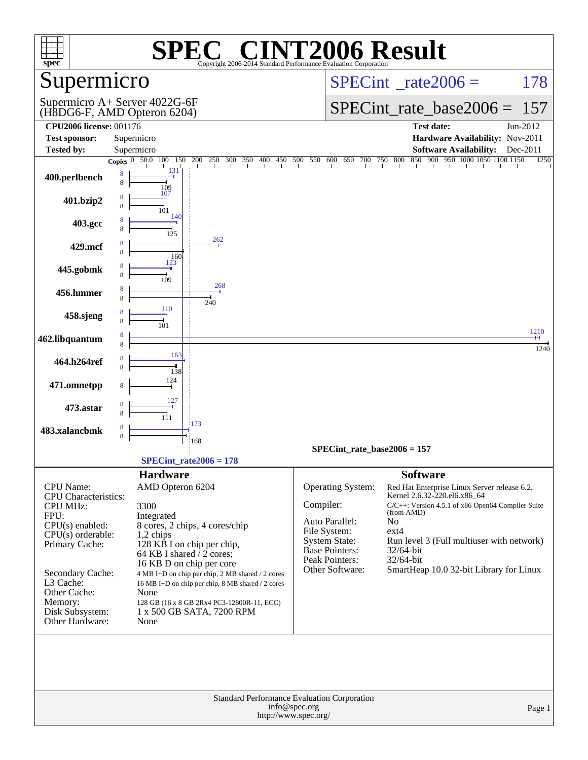# SPEC® CINT2006 Result

Copyright 2006-2014 Standard Performance Evaluation Corporation

## Supermicro

Supermicro A+ Server 4022G-6F
(H8DG6-F, AMD Opteron 6204)

**SPECint_rate2006 = 178**

**SPECint_rate_base2006 = 157**

| | | | |
|---|---|---|---|
| **CPU2006 license:** 001176 | | **Test date:** | Jun-2012 |
| **Test sponsor:** | Supermicro | **Hardware Availability:** | Nov-2011 |
| **Tested by:** | Supermicro | **Software Availability:** | Dec-2011 |

| Benchmark | Copies | Peak | Base |
|---|---|---|---|
| 400.perlbench | 8 | 131 | 109 |
| 401.bzip2 | 8 | 107 | 101 |
| 403.gcc | 8 | 140 | 125 |
| 429.mcf | 8 | 262 | 160 |
| 445.gobmk | 8 | 123 | 109 |
| 456.hmmer | 8 | 268 | 240 |
| 458.sjeng | 8 | 110 | 101 |
| 462.libquantum | 8 | 1210 | 1240 |
| 464.h264ref | 8 | 163 | 138 |
| 471.omnetpp | 8 | | 124 |
| 473.astar | 8 | 127 | 111 |
| 483.xalancbmk | 8 | 173 | 168 |

SPECint_rate_base2006 = 157

SPECint_rate2006 = 178

## Hardware

| | |
|---|---|
| CPU Name: | AMD Opteron 6204 |
| CPU Characteristics: | |
| CPU MHz: | 3300 |
| FPU: | Integrated |
| CPU(s) enabled: | 8 cores, 2 chips, 4 cores/chip |
| CPU(s) orderable: | 1,2 chips |
| Primary Cache: | 128 KB I on chip per chip, 64 KB I shared / 2 cores; 16 KB D on chip per core |
| Secondary Cache: | 4 MB I+D on chip per chip, 2 MB shared / 2 cores |
| L3 Cache: | 16 MB I+D on chip per chip, 8 MB shared / 2 cores |
| Other Cache: | None |
| Memory: | 128 GB (16 x 8 GB 2Rx4 PC3-12800R-11, ECC) |
| Disk Subsystem: | 1 x 500 GB SATA, 7200 RPM |
| Other Hardware: | None |

## Software

| | |
|---|---|
| Operating System: | Red Hat Enterprise Linux Server release 6.2, Kernel 2.6.32-220.el6.x86_64 |
| Compiler: | C/C++: Version 4.5.1 of x86 Open64 Compiler Suite (from AMD) |
| Auto Parallel: | No |
| File System: | ext4 |
| System State: | Run level 3 (Full multiuser with network) |
| Base Pointers: | 32/64-bit |
| Peak Pointers: | 32/64-bit |
| Other Software: | SmartHeap 10.0 32-bit Library for Linux |

Standard Performance Evaluation Corporation
info@spec.org
http://www.spec.org/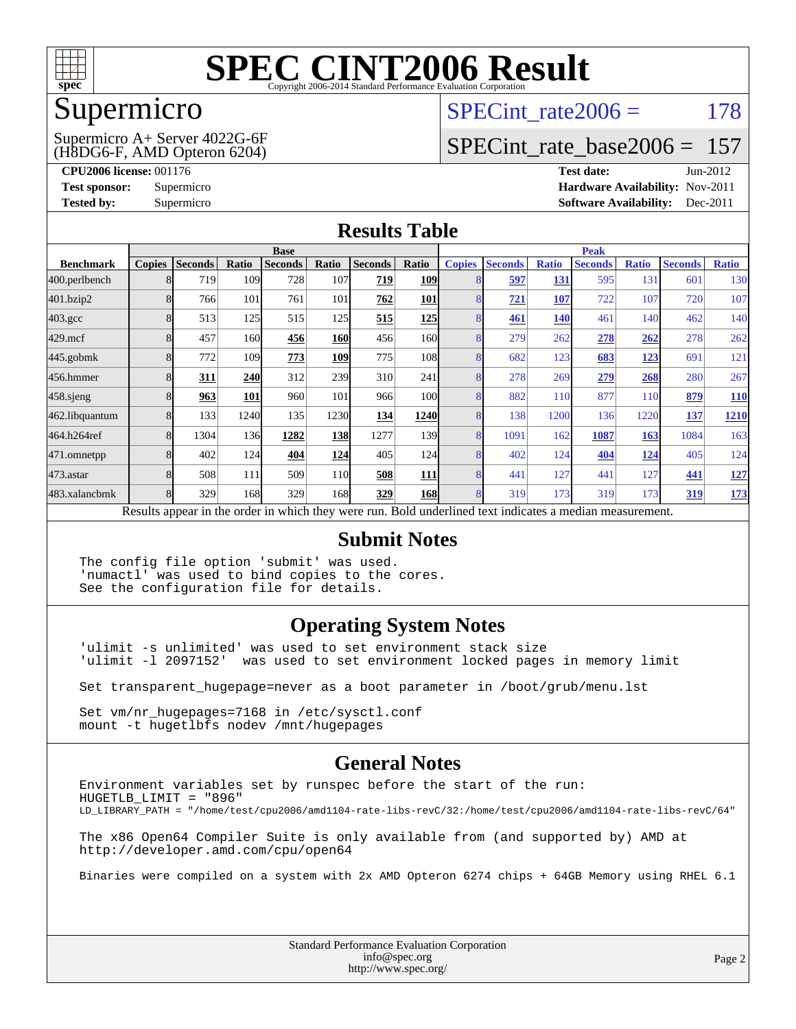# SPEC CINT2006 Result

Copyright 2006-2014 Standard Performance Evaluation Corporation

## Supermicro

Supermicro A+ Server 4022G-6F
(H8DG6-F, AMD Opteron 6204)

SPECint_rate2006 = 178

SPECint_rate_base2006 = 157

**CPU2006 license:** 001176
**Test sponsor:** Supermicro
**Tested by:** Supermicro

**Test date:** Jun-2012
**Hardware Availability:** Nov-2011
**Software Availability:** Dec-2011

## Results Table

| | Base | | | | | | | Peak | | | | | | |
|---|---|---|---|---|---|---|---|---|---|---|---|---|---|---|
| **Benchmark** | **Copies** | **Seconds** | **Ratio** | **Seconds** | **Ratio** | **Seconds** | **Ratio** | **Copies** | **Seconds** | **Ratio** | **Seconds** | **Ratio** | **Seconds** | **Ratio** |
| 400.perlbench | 8 | 719 | 109 | 728 | 107 | **719** | **109** | 8 | **597** | **131** | 595 | 131 | 601 | 130 |
| 401.bzip2 | 8 | 766 | 101 | 761 | 101 | **762** | **101** | 8 | **721** | **107** | 722 | 107 | 720 | 107 |
| 403.gcc | 8 | 513 | 125 | 515 | 125 | **515** | **125** | 8 | **461** | **140** | 461 | 140 | 462 | 140 |
| 429.mcf | 8 | 457 | 160 | **456** | **160** | 456 | 160 | 8 | 279 | 262 | **278** | **262** | 278 | 262 |
| 445.gobmk | 8 | 772 | 109 | **773** | **109** | 775 | 108 | 8 | 682 | 123 | **683** | **123** | 691 | 121 |
| 456.hmmer | 8 | **311** | **240** | 312 | 239 | 310 | 241 | 8 | 278 | 269 | **279** | **268** | 280 | 267 |
| 458.sjeng | 8 | **963** | **101** | 960 | 101 | 966 | 100 | 8 | 882 | 110 | 877 | 110 | **879** | **110** |
| 462.libquantum | 8 | 133 | 1240 | 135 | 1230 | **134** | **1240** | 8 | 138 | 1200 | 136 | 1220 | **137** | **1210** |
| 464.h264ref | 8 | 1304 | 136 | **1282** | **138** | 1277 | 139 | 8 | 1091 | 162 | **1087** | **163** | 1084 | 163 |
| 471.omnetpp | 8 | 402 | 124 | **404** | **124** | 405 | 124 | 8 | 402 | 124 | **404** | **124** | 405 | 124 |
| 473.astar | 8 | 508 | 111 | 509 | 110 | **508** | **111** | 8 | 441 | 127 | 441 | 127 | **441** | **127** |
| 483.xalancbmk | 8 | 329 | 168 | 329 | 168 | **329** | **168** | 8 | 319 | 173 | 319 | 173 | **319** | **173** |

Results appear in the order in which they were run. Bold underlined text indicates a median measurement.

## Submit Notes

```
The config file option 'submit' was used.
'numactl' was used to bind copies to the cores.
See the configuration file for details.
```

## Operating System Notes

```
'ulimit -s unlimited' was used to set environment stack size
'ulimit -l 2097152'  was used to set environment locked pages in memory limit

Set transparent_hugepage=never as a boot parameter in /boot/grub/menu.lst

Set vm/nr_hugepages=7168 in /etc/sysctl.conf
mount -t hugetlbfs nodev /mnt/hugepages
```

## General Notes

```
Environment variables set by runspec before the start of the run:
HUGETLB_LIMIT = "896"
LD_LIBRARY_PATH = "/home/test/cpu2006/amd1104-rate-libs-revC/32:/home/test/cpu2006/amd1104-rate-libs-revC/64"

The x86 Open64 Compiler Suite is only available from (and supported by) AMD at
http://developer.amd.com/cpu/open64

Binaries were compiled on a system with 2x AMD Opteron 6274 chips + 64GB Memory using RHEL 6.1
```

Standard Performance Evaluation Corporation
info@spec.org
http://www.spec.org/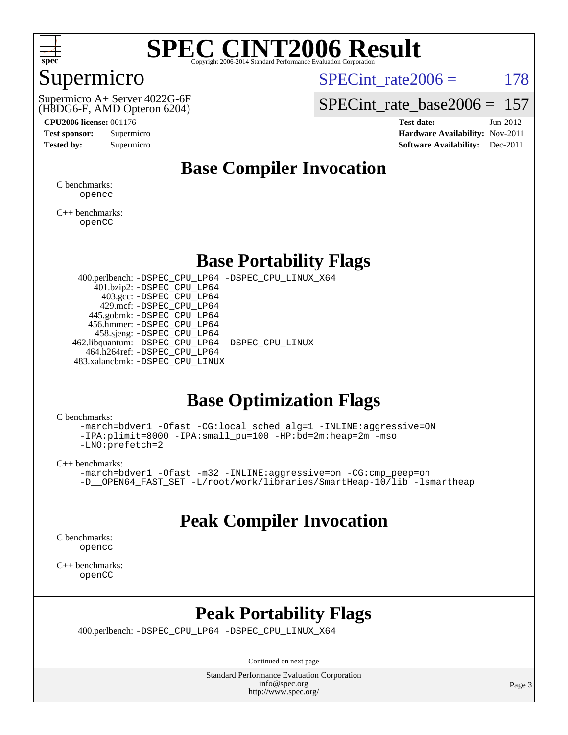# SPEC CINT2006 Result

Copyright 2006-2014 Standard Performance Evaluation Corporation

## Supermicro

Supermicro A+ Server 4022G-6F
(H8DG6-F, AMD Opteron 6204)

SPECint_rate2006 = 178

SPECint_rate_base2006 = 157

**CPU2006 license:** 001176
**Test sponsor:** Supermicro
**Tested by:** Supermicro

**Test date:** Jun-2012
**Hardware Availability:** Nov-2011
**Software Availability:** Dec-2011

## Base Compiler Invocation

C benchmarks:
opencc

C++ benchmarks:
openCC

## Base Portability Flags

400.perlbench: -DSPEC_CPU_LP64 -DSPEC_CPU_LINUX_X64
401.bzip2: -DSPEC_CPU_LP64
403.gcc: -DSPEC_CPU_LP64
429.mcf: -DSPEC_CPU_LP64
445.gobmk: -DSPEC_CPU_LP64
456.hmmer: -DSPEC_CPU_LP64
458.sjeng: -DSPEC_CPU_LP64
462.libquantum: -DSPEC_CPU_LP64 -DSPEC_CPU_LINUX
464.h264ref: -DSPEC_CPU_LP64
483.xalancbmk: -DSPEC_CPU_LINUX

## Base Optimization Flags

C benchmarks:
-march=bdver1 -Ofast -CG:local_sched_alg=1 -INLINE:aggressive=ON
-IPA:plimit=8000 -IPA:small_pu=100 -HP:bd=2m:heap=2m -mso
-LNO:prefetch=2

C++ benchmarks:
-march=bdver1 -Ofast -m32 -INLINE:aggressive=on -CG:cmp_peep=on
-D__OPEN64_FAST_SET -L/root/work/libraries/SmartHeap-10/lib -lsmartheap

## Peak Compiler Invocation

C benchmarks:
opencc

C++ benchmarks:
openCC

## Peak Portability Flags

400.perlbench: -DSPEC_CPU_LP64 -DSPEC_CPU_LINUX_X64

Continued on next page

Standard Performance Evaluation Corporation
info@spec.org
http://www.spec.org/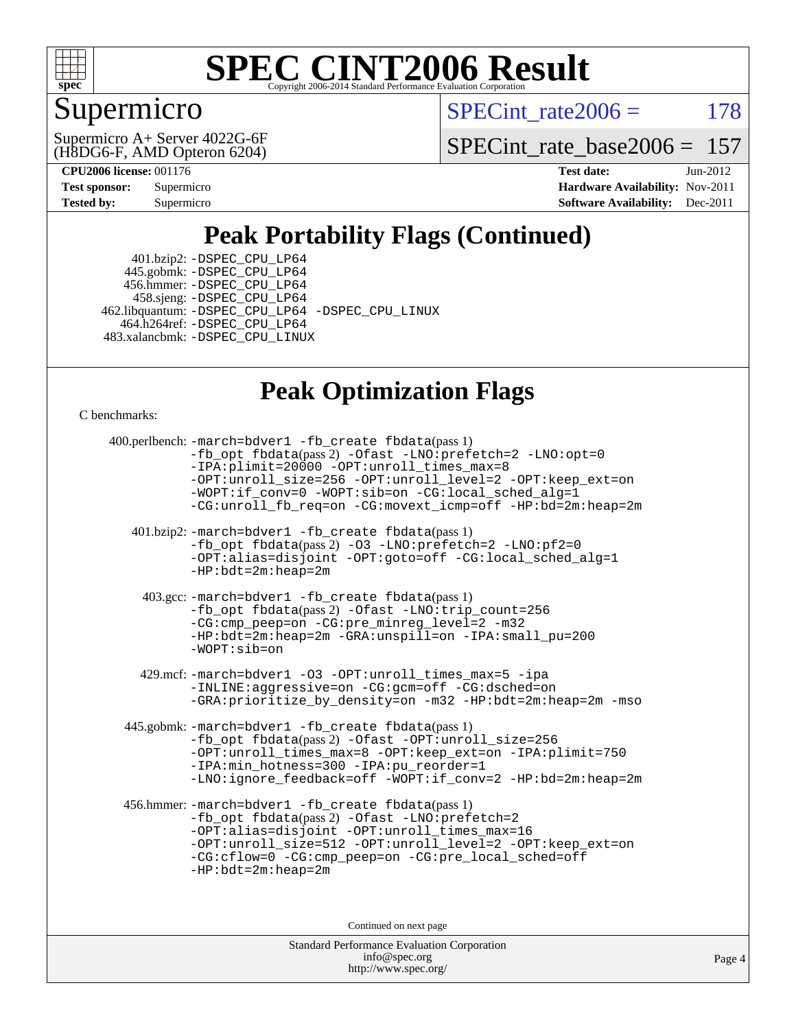# SPEC CINT2006 Result

## Supermicro

Supermicro A+ Server 4022G-6F
(H8DG6-F, AMD Opteron 6204)

SPECint_rate2006 = 178

SPECint_rate_base2006 = 157

**CPU2006 license:** 001176
**Test sponsor:** Supermicro
**Tested by:** Supermicro
**Test date:** Jun-2012
**Hardware Availability:** Nov-2011
**Software Availability:** Dec-2011

## Peak Portability Flags (Continued)

401.bzip2: -DSPEC_CPU_LP64
445.gobmk: -DSPEC_CPU_LP64
456.hmmer: -DSPEC_CPU_LP64
458.sjeng: -DSPEC_CPU_LP64
462.libquantum: -DSPEC_CPU_LP64 -DSPEC_CPU_LINUX
464.h264ref: -DSPEC_CPU_LP64
483.xalancbmk: -DSPEC_CPU_LINUX

## Peak Optimization Flags

C benchmarks:

400.perlbench: -march=bdver1 -fb_create fbdata(pass 1) -fb_opt fbdata(pass 2) -Ofast -LNO:prefetch=2 -LNO:opt=0 -IPA:plimit=20000 -OPT:unroll_times_max=8 -OPT:unroll_size=256 -OPT:unroll_level=2 -OPT:keep_ext=on -WOPT:if_conv=0 -WOPT:sib=on -CG:local_sched_alg=1 -CG:unroll_fb_req=on -CG:movext_icmp=off -HP:bd=2m:heap=2m

401.bzip2: -march=bdver1 -fb_create fbdata(pass 1) -fb_opt fbdata(pass 2) -O3 -LNO:prefetch=2 -LNO:pf2=0 -OPT:alias=disjoint -OPT:goto=off -CG:local_sched_alg=1 -HP:bdt=2m:heap=2m

403.gcc: -march=bdver1 -fb_create fbdata(pass 1) -fb_opt fbdata(pass 2) -Ofast -LNO:trip_count=256 -CG:cmp_peep=on -CG:pre_minreg_level=2 -m32 -HP:bdt=2m:heap=2m -GRA:unspill=on -IPA:small_pu=200 -WOPT:sib=on

429.mcf: -march=bdver1 -O3 -OPT:unroll_times_max=5 -ipa -INLINE:aggressive=on -CG:gcm=off -CG:dsched=on -GRA:prioritize_by_density=on -m32 -HP:bdt=2m:heap=2m -mso

445.gobmk: -march=bdver1 -fb_create fbdata(pass 1) -fb_opt fbdata(pass 2) -Ofast -OPT:unroll_size=256 -OPT:unroll_times_max=8 -OPT:keep_ext=on -IPA:plimit=750 -IPA:min_hotness=300 -IPA:pu_reorder=1 -LNO:ignore_feedback=off -WOPT:if_conv=2 -HP:bd=2m:heap=2m

456.hmmer: -march=bdver1 -fb_create fbdata(pass 1) -fb_opt fbdata(pass 2) -Ofast -LNO:prefetch=2 -OPT:alias=disjoint -OPT:unroll_times_max=16 -OPT:unroll_size=512 -OPT:unroll_level=2 -OPT:keep_ext=on -CG:cflow=0 -CG:cmp_peep=on -CG:pre_local_sched=off -HP:bdt=2m:heap=2m

Continued on next page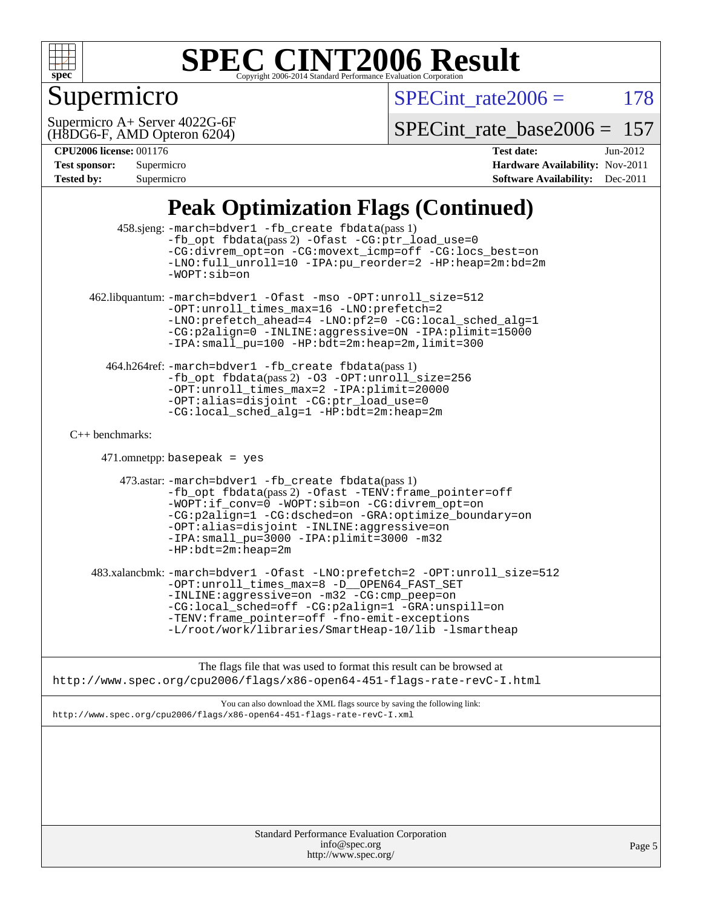# Peak Optimization Flags (Continued)

458.sjeng: -march=bdver1 -fb_create fbdata(pass 1) -fb_opt fbdata(pass 2) -Ofast -CG:ptr_load_use=0 -CG:divrem_opt=on -CG:movext_icmp=off -CG:locs_best=on -LNO:full_unroll=10 -IPA:pu_reorder=2 -HP:heap=2m:bd=2m -WOPT:sib=on

462.libquantum: -march=bdver1 -Ofast -mso -OPT:unroll_size=512 -OPT:unroll_times_max=16 -LNO:prefetch=2 -LNO:prefetch_ahead=4 -LNO:pf2=0 -CG:local_sched_alg=1 -CG:p2align=0 -INLINE:aggressive=ON -IPA:plimit=15000 -IPA:small_pu=100 -HP:bdt=2m:heap=2m,limit=300

464.h264ref: -march=bdver1 -fb_create fbdata(pass 1) -fb_opt fbdata(pass 2) -O3 -OPT:unroll_size=256 -OPT:unroll_times_max=2 -IPA:plimit=20000 -OPT:alias=disjoint -CG:ptr_load_use=0 -CG:local_sched_alg=1 -HP:bdt=2m:heap=2m

C++ benchmarks:

471.omnetpp: basepeak = yes

473.astar: -march=bdver1 -fb_create fbdata(pass 1) -fb_opt fbdata(pass 2) -Ofast -TENV:frame_pointer=off -WOPT:if_conv=0 -WOPT:sib=on -CG:divrem_opt=on -CG:p2align=1 -CG:dsched=on -GRA:optimize_boundary=on -OPT:alias=disjoint -INLINE:aggressive=on -IPA:small_pu=3000 -IPA:plimit=3000 -m32 -HP:bdt=2m:heap=2m

483.xalancbmk: -march=bdver1 -Ofast -LNO:prefetch=2 -OPT:unroll_size=512 -OPT:unroll_times_max=8 -D__OPEN64_FAST_SET -INLINE:aggressive=on -m32 -CG:cmp_peep=on -CG:local_sched=off -CG:p2align=1 -GRA:unspill=on -TENV:frame_pointer=off -fno-emit-exceptions -L/root/work/libraries/SmartHeap-10/lib -lsmartheap

The flags file that was used to format this result can be browsed at
http://www.spec.org/cpu2006/flags/x86-open64-451-flags-rate-revC-I.html

You can also download the XML flags source by saving the following link:
http://www.spec.org/cpu2006/flags/x86-open64-451-flags-rate-revC-I.xml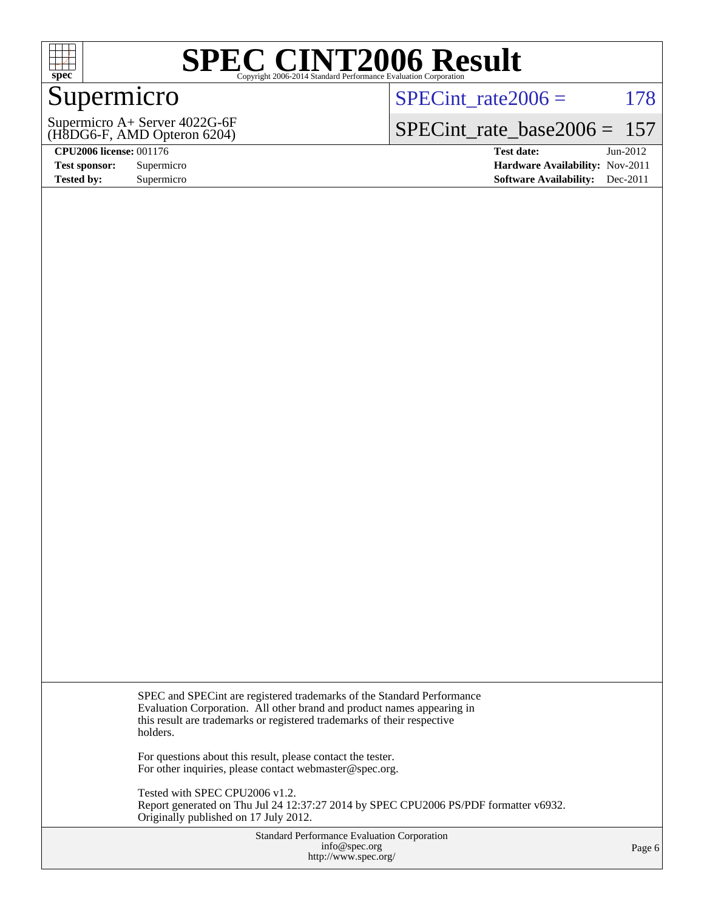SPEC and SPECint are registered trademarks of the Standard Performance Evaluation Corporation. All other brand and product names appearing in this result are trademarks or registered trademarks of their respective holders.

For questions about this result, please contact the tester.
For other inquiries, please contact webmaster@spec.org.

Tested with SPEC CPU2006 v1.2.
Report generated on Thu Jul 24 12:37:27 2014 by SPEC CPU2006 PS/PDF formatter v6932.
Originally published on 17 July 2012.